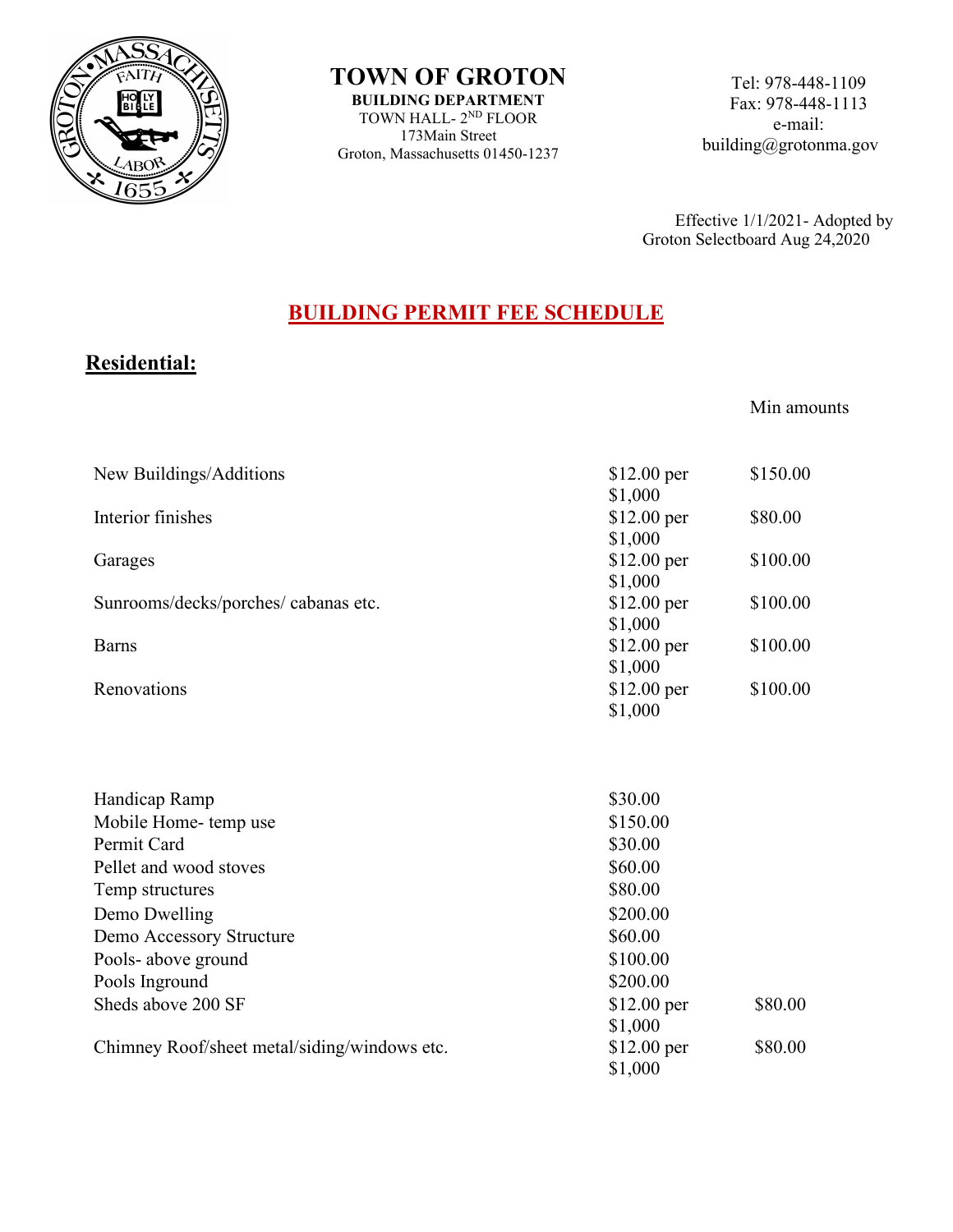# TOWN OF GROTON

**BUILDING DEPARTMENT**
TOWN HALL- 2ND FLOOR
173Main Street
Groton, Massachusetts 01450-1237

Tel: 978-448-1109
Fax: 978-448-1113
e-mail:
building@grotonma.gov

Effective 1/1/2021- Adopted by Groton Selectboard Aug 24,2020

## BUILDING PERMIT FEE SCHEDULE

### Residential:

| | | Min amounts |
|---|---|---|
| New Buildings/Additions | $12.00 per $1,000 | $150.00 |
| Interior finishes | $12.00 per $1,000 | $80.00 |
| Garages | $12.00 per $1,000 | $100.00 |
| Sunrooms/decks/porches/ cabanas etc. | $12.00 per $1,000 | $100.00 |
| Barns | $12.00 per $1,000 | $100.00 |
| Renovations | $12.00 per $1,000 | $100.00 |

| | | |
|---|---|---|
| Handicap Ramp | $30.00 | |
| Mobile Home- temp use | $150.00 | |
| Permit Card | $30.00 | |
| Pellet and wood stoves | $60.00 | |
| Temp structures | $80.00 | |
| Demo Dwelling | $200.00 | |
| Demo Accessory Structure | $60.00 | |
| Pools- above ground | $100.00 | |
| Pools Inground | $200.00 | |
| Sheds above 200 SF | $12.00 per $1,000 | $80.00 |
| Chimney Roof/sheet metal/siding/windows etc. | $12.00 per $1,000 | $80.00 |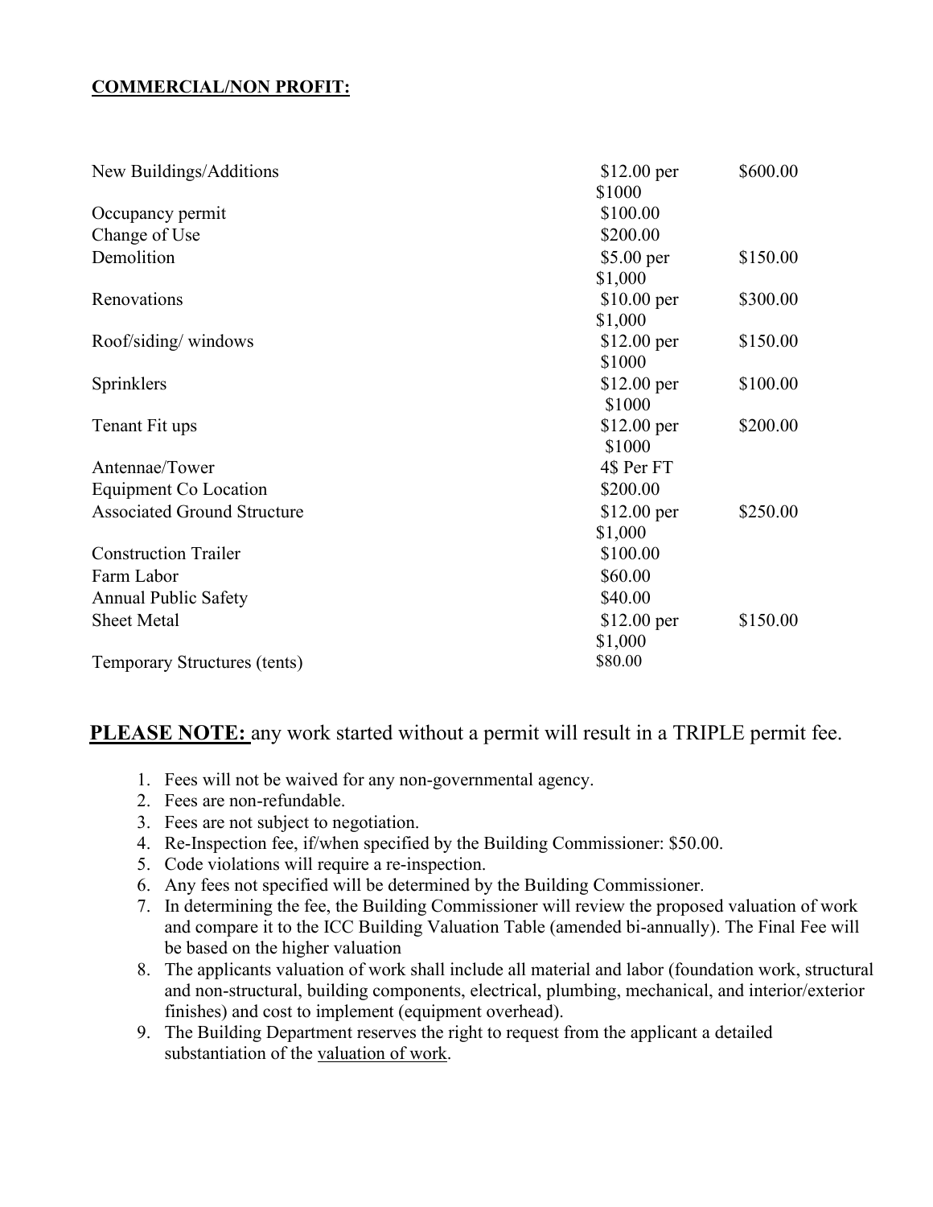**COMMERCIAL/NON PROFIT:**

| | | |
|---|---|---|
| New Buildings/Additions | $12.00 per $1000 | $600.00 |
| Occupancy permit | $100.00 | |
| Change of Use | $200.00 | |
| Demolition | $5.00 per $1,000 | $150.00 |
| Renovations | $10.00 per $1,000 | $300.00 |
| Roof/siding/ windows | $12.00 per $1000 | $150.00 |
| Sprinklers | $12.00 per $1000 | $100.00 |
| Tenant Fit ups | $12.00 per $1000 | $200.00 |
| Antennae/Tower | 4$ Per FT | |
| Equipment Co Location | $200.00 | |
| Associated Ground Structure | $12.00 per $1,000 | $250.00 |
| Construction Trailer | $100.00 | |
| Farm Labor | $60.00 | |
| Annual Public Safety | $40.00 | |
| Sheet Metal | $12.00 per $1,000 | $150.00 |
| Temporary Structures (tents) | $80.00 | |

**PLEASE NOTE:** any work started without a permit will result in a TRIPLE permit fee.

1. Fees will not be waived for any non-governmental agency.
2. Fees are non-refundable.
3. Fees are not subject to negotiation.
4. Re-Inspection fee, if/when specified by the Building Commissioner: $50.00.
5. Code violations will require a re-inspection.
6. Any fees not specified will be determined by the Building Commissioner.
7. In determining the fee, the Building Commissioner will review the proposed valuation of work and compare it to the ICC Building Valuation Table (amended bi-annually). The Final Fee will be based on the higher valuation
8. The applicants valuation of work shall include all material and labor (foundation work, structural and non-structural, building components, electrical, plumbing, mechanical, and interior/exterior finishes) and cost to implement (equipment overhead).
9. The Building Department reserves the right to request from the applicant a detailed substantiation of the valuation of work.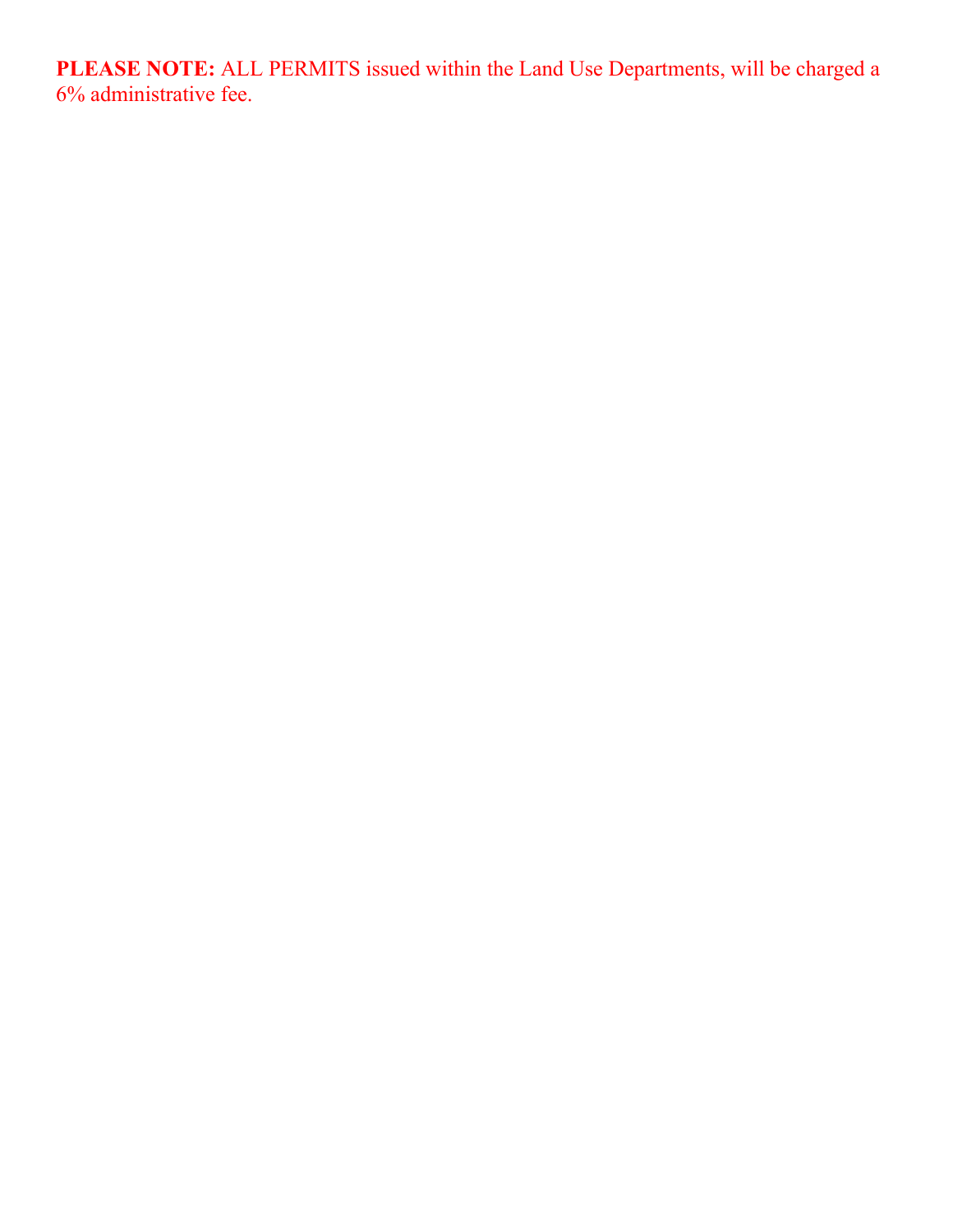**PLEASE NOTE:** ALL PERMITS issued within the Land Use Departments, will be charged a 6% administrative fee.